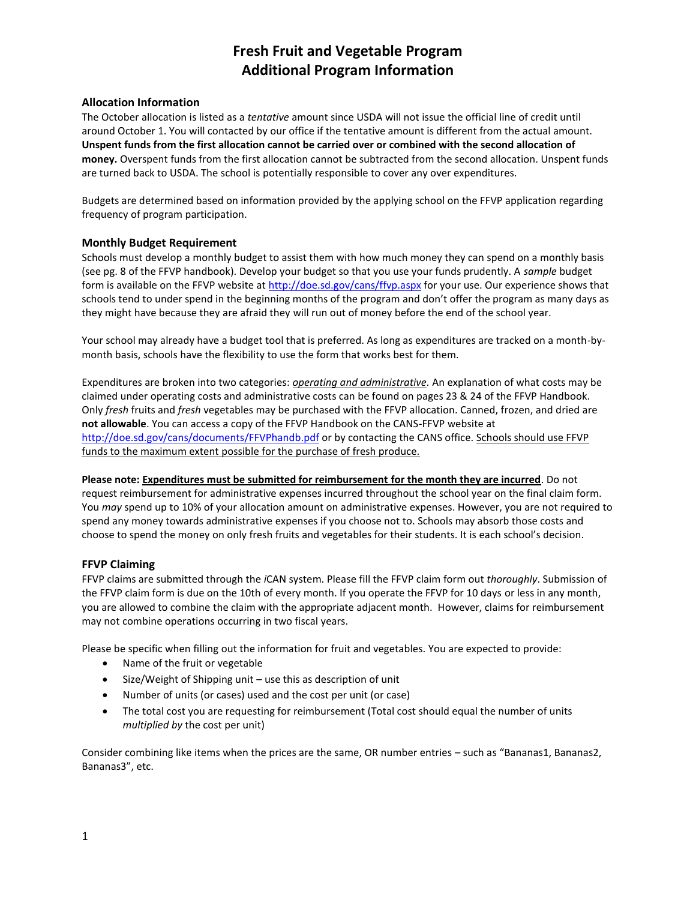# Fresh Fruit and Vegetable Program
# Additional Program Information

### Allocation Information

The October allocation is listed as a *tentative* amount since USDA will not issue the official line of credit until around October 1. You will contacted by our office if the tentative amount is different from the actual amount. **Unspent funds from the first allocation cannot be carried over or combined with the second allocation of money.** Overspent funds from the first allocation cannot be subtracted from the second allocation. Unspent funds are turned back to USDA. The school is potentially responsible to cover any over expenditures.

Budgets are determined based on information provided by the applying school on the FFVP application regarding frequency of program participation.

### Monthly Budget Requirement

Schools must develop a monthly budget to assist them with how much money they can spend on a monthly basis (see pg. 8 of the FFVP handbook). Develop your budget so that you use your funds prudently. A *sample* budget form is available on the FFVP website at http://doe.sd.gov/cans/ffvp.aspx for your use. Our experience shows that schools tend to under spend in the beginning months of the program and don't offer the program as many days as they might have because they are afraid they will run out of money before the end of the school year.

Your school may already have a budget tool that is preferred. As long as expenditures are tracked on a month-by-month basis, schools have the flexibility to use the form that works best for them.

Expenditures are broken into two categories: ***operating and administrative***. An explanation of what costs may be claimed under operating costs and administrative costs can be found on pages 23 & 24 of the FFVP Handbook. Only *fresh* fruits and *fresh* vegetables may be purchased with the FFVP allocation. Canned, frozen, and dried are **not allowable**. You can access a copy of the FFVP Handbook on the CANS-FFVP website at http://doe.sd.gov/cans/documents/FFVPhandb.pdf or by contacting the CANS office. Schools should use FFVP funds to the maximum extent possible for the purchase of fresh produce.

**Please note: Expenditures must be submitted for reimbursement for the month they are incurred**. Do not request reimbursement for administrative expenses incurred throughout the school year on the final claim form. You *may* spend up to 10% of your allocation amount on administrative expenses. However, you are not required to spend any money towards administrative expenses if you choose not to. Schools may absorb those costs and choose to spend the money on only fresh fruits and vegetables for their students. It is each school's decision.

### FFVP Claiming

FFVP claims are submitted through the *i*CAN system. Please fill the FFVP claim form out *thoroughly*. Submission of the FFVP claim form is due on the 10th of every month. If you operate the FFVP for 10 days or less in any month, you are allowed to combine the claim with the appropriate adjacent month. However, claims for reimbursement may not combine operations occurring in two fiscal years.

Please be specific when filling out the information for fruit and vegetables. You are expected to provide:

- Name of the fruit or vegetable
- Size/Weight of Shipping unit – use this as description of unit
- Number of units (or cases) used and the cost per unit (or case)
- The total cost you are requesting for reimbursement (Total cost should equal the number of units *multiplied by* the cost per unit)

Consider combining like items when the prices are the same, OR number entries – such as "Bananas1, Bananas2, Bananas3", etc.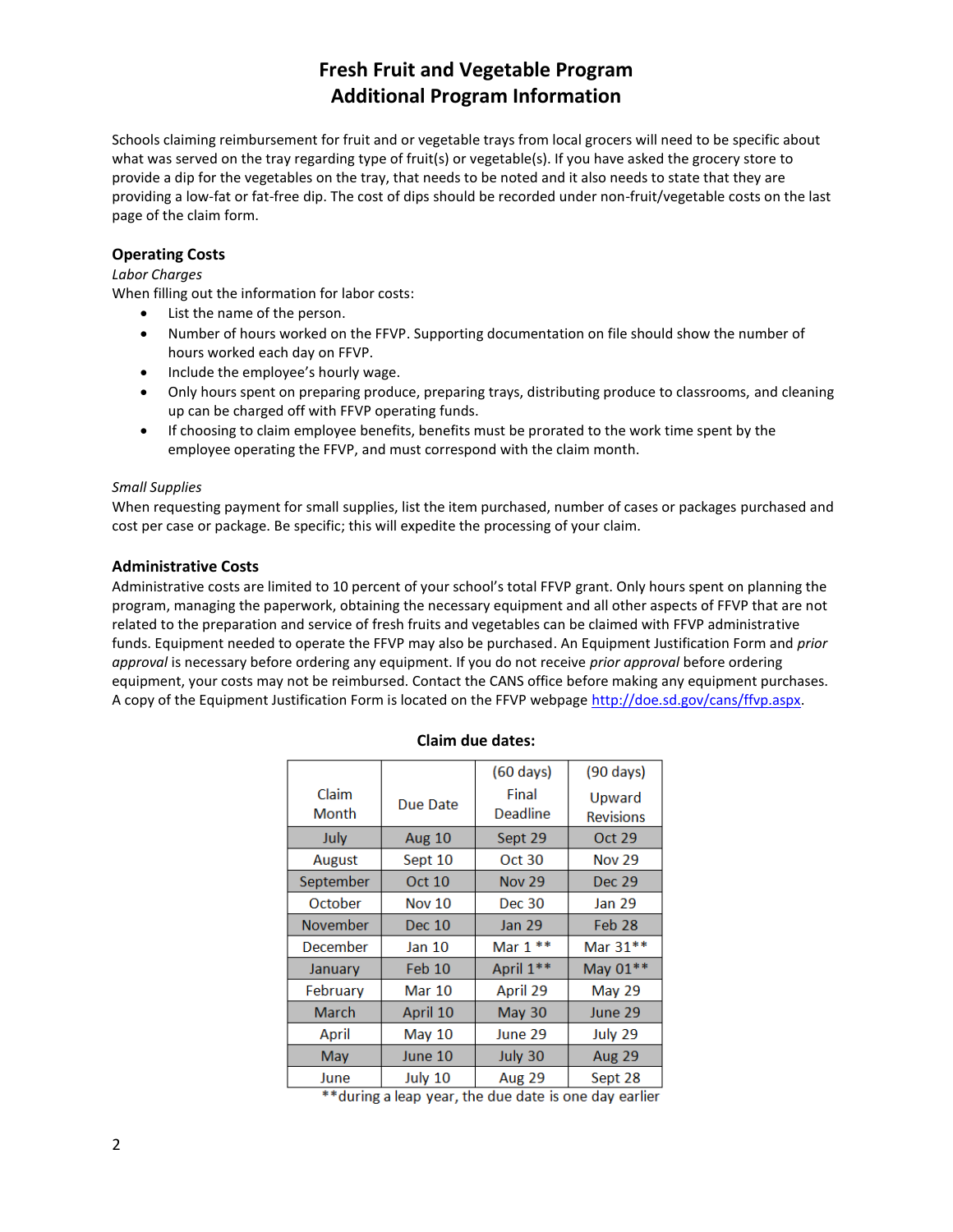# Fresh Fruit and Vegetable Program
# Additional Program Information

Schools claiming reimbursement for fruit and or vegetable trays from local grocers will need to be specific about what was served on the tray regarding type of fruit(s) or vegetable(s). If you have asked the grocery store to provide a dip for the vegetables on the tray, that needs to be noted and it also needs to state that they are providing a low-fat or fat-free dip. The cost of dips should be recorded under non-fruit/vegetable costs on the last page of the claim form.

## Operating Costs

*Labor Charges*

When filling out the information for labor costs:

- List the name of the person.
- Number of hours worked on the FFVP. Supporting documentation on file should show the number of hours worked each day on FFVP.
- Include the employee's hourly wage.
- Only hours spent on preparing produce, preparing trays, distributing produce to classrooms, and cleaning up can be charged off with FFVP operating funds.
- If choosing to claim employee benefits, benefits must be prorated to the work time spent by the employee operating the FFVP, and must correspond with the claim month.

*Small Supplies*

When requesting payment for small supplies, list the item purchased, number of cases or packages purchased and cost per case or package. Be specific; this will expedite the processing of your claim.

## Administrative Costs

Administrative costs are limited to 10 percent of your school's total FFVP grant. Only hours spent on planning the program, managing the paperwork, obtaining the necessary equipment and all other aspects of FFVP that are not related to the preparation and service of fresh fruits and vegetables can be claimed with FFVP administrative funds. Equipment needed to operate the FFVP may also be purchased. An Equipment Justification Form and *prior approval* is necessary before ordering any equipment. If you do not receive *prior approval* before ordering equipment, your costs may not be reimbursed. Contact the CANS office before making any equipment purchases. A copy of the Equipment Justification Form is located on the FFVP webpage http://doe.sd.gov/cans/ffvp.aspx.

**Claim due dates:**

| Claim Month | Due Date | (60 days) Final Deadline | (90 days) Upward Revisions |
|---|---|---|---|
| July | Aug 10 | Sept 29 | Oct 29 |
| August | Sept 10 | Oct 30 | Nov 29 |
| September | Oct 10 | Nov 29 | Dec 29 |
| October | Nov 10 | Dec 30 | Jan 29 |
| November | Dec 10 | Jan 29 | Feb 28 |
| December | Jan 10 | Mar 1 ** | Mar 31** |
| January | Feb 10 | April 1** | May 01** |
| February | Mar 10 | April 29 | May 29 |
| March | April 10 | May 30 | June 29 |
| April | May 10 | June 29 | July 29 |
| May | June 10 | July 30 | Aug 29 |
| June | July 10 | Aug 29 | Sept 28 |

**during a leap year, the due date is one day earlier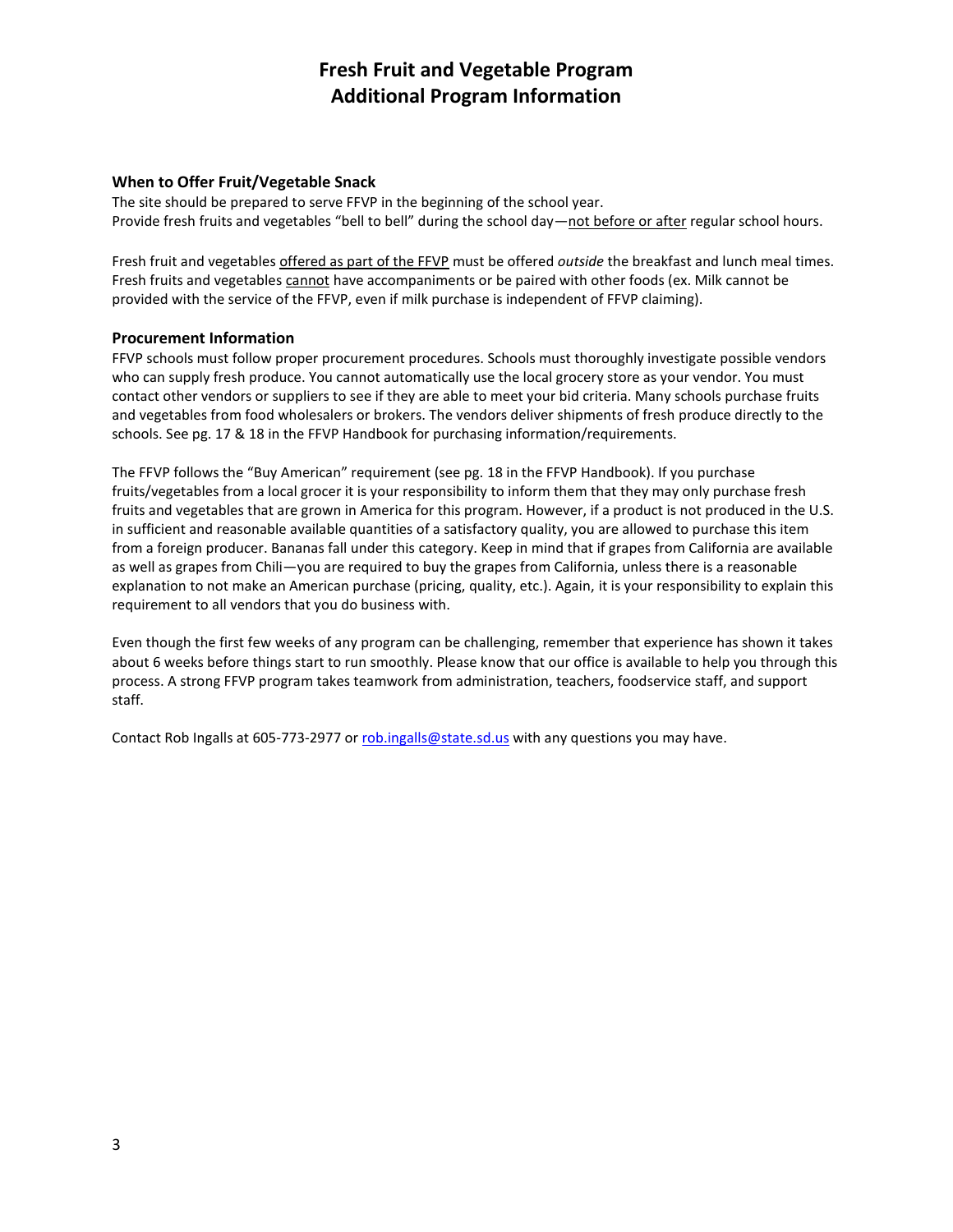# Fresh Fruit and Vegetable Program
# Additional Program Information

### When to Offer Fruit/Vegetable Snack

The site should be prepared to serve FFVP in the beginning of the school year.
Provide fresh fruits and vegetables "bell to bell" during the school day—<u>not before or after</u> regular school hours.

Fresh fruit and vegetables <u>offered as part of the FFVP</u> must be offered *outside* the breakfast and lunch meal times. Fresh fruits and vegetables <u>cannot</u> have accompaniments or be paired with other foods (ex. Milk cannot be provided with the service of the FFVP, even if milk purchase is independent of FFVP claiming).

### Procurement Information

FFVP schools must follow proper procurement procedures. Schools must thoroughly investigate possible vendors who can supply fresh produce. You cannot automatically use the local grocery store as your vendor. You must contact other vendors or suppliers to see if they are able to meet your bid criteria. Many schools purchase fruits and vegetables from food wholesalers or brokers. The vendors deliver shipments of fresh produce directly to the schools. See pg. 17 & 18 in the FFVP Handbook for purchasing information/requirements.

The FFVP follows the "Buy American" requirement (see pg. 18 in the FFVP Handbook). If you purchase fruits/vegetables from a local grocer it is your responsibility to inform them that they may only purchase fresh fruits and vegetables that are grown in America for this program. However, if a product is not produced in the U.S. in sufficient and reasonable available quantities of a satisfactory quality, you are allowed to purchase this item from a foreign producer. Bananas fall under this category. Keep in mind that if grapes from California are available as well as grapes from Chili—you are required to buy the grapes from California, unless there is a reasonable explanation to not make an American purchase (pricing, quality, etc.). Again, it is your responsibility to explain this requirement to all vendors that you do business with.

Even though the first few weeks of any program can be challenging, remember that experience has shown it takes about 6 weeks before things start to run smoothly. Please know that our office is available to help you through this process. A strong FFVP program takes teamwork from administration, teachers, foodservice staff, and support staff.

Contact Rob Ingalls at 605-773-2977 or rob.ingalls@state.sd.us with any questions you may have.